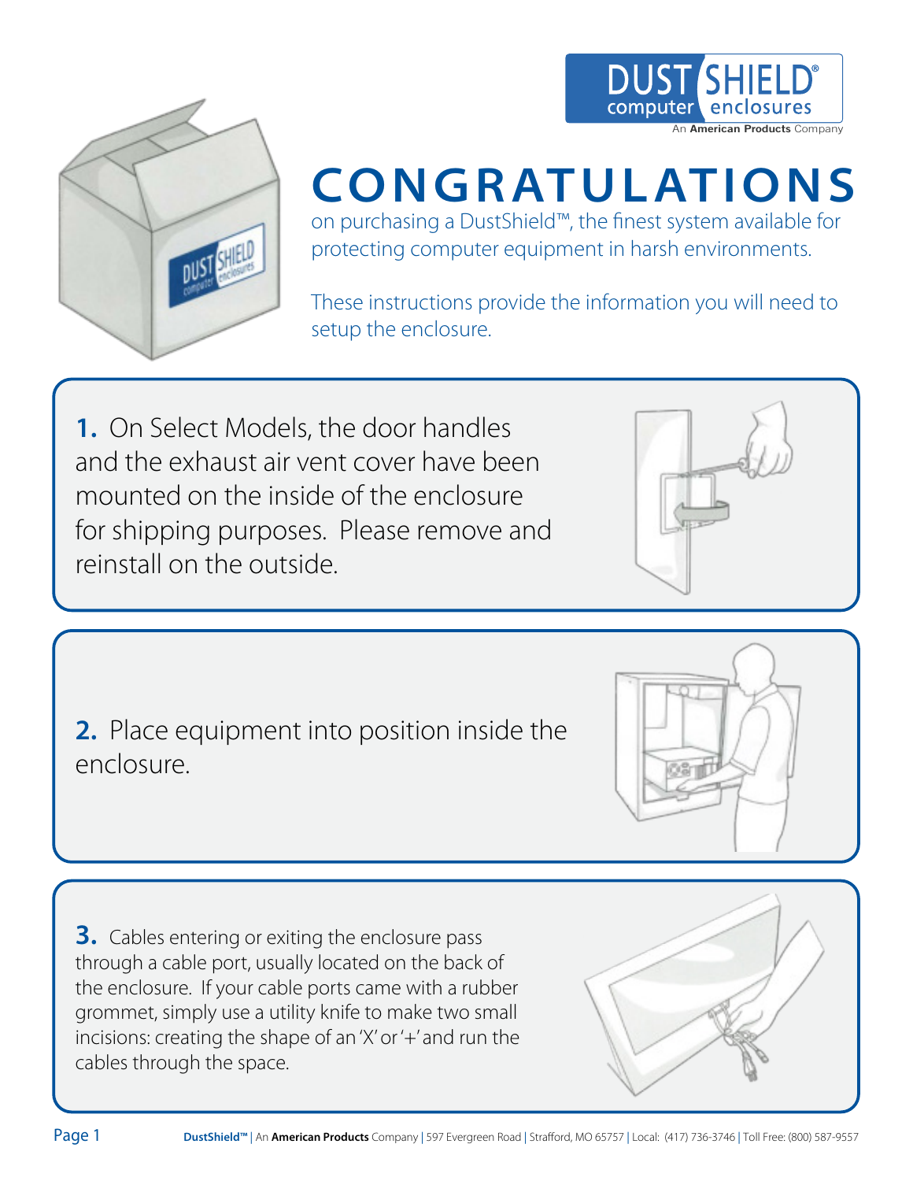# CONGRATULATIONS

on purchasing a DustShield™, the finest system available for protecting computer equipment in harsh environments.

These instructions provide the information you will need to setup the enclosure.

**1.** On Select Models, the door handles and the exhaust air vent cover have been mounted on the inside of the enclosure for shipping purposes. Please remove and reinstall on the outside.

**2.** Place equipment into position inside the enclosure.

**3.** Cables entering or exiting the enclosure pass through a cable port, usually located on the back of the enclosure. If your cable ports came with a rubber grommet, simply use a utility knife to make two small incisions: creating the shape of an 'X' or '+' and run the cables through the space.

**DustShield™** | An **American Products** Company | 597 Evergreen Road | Strafford, MO 65757 | Local: (417) 736-3746 | Toll Free: (800) 587-9557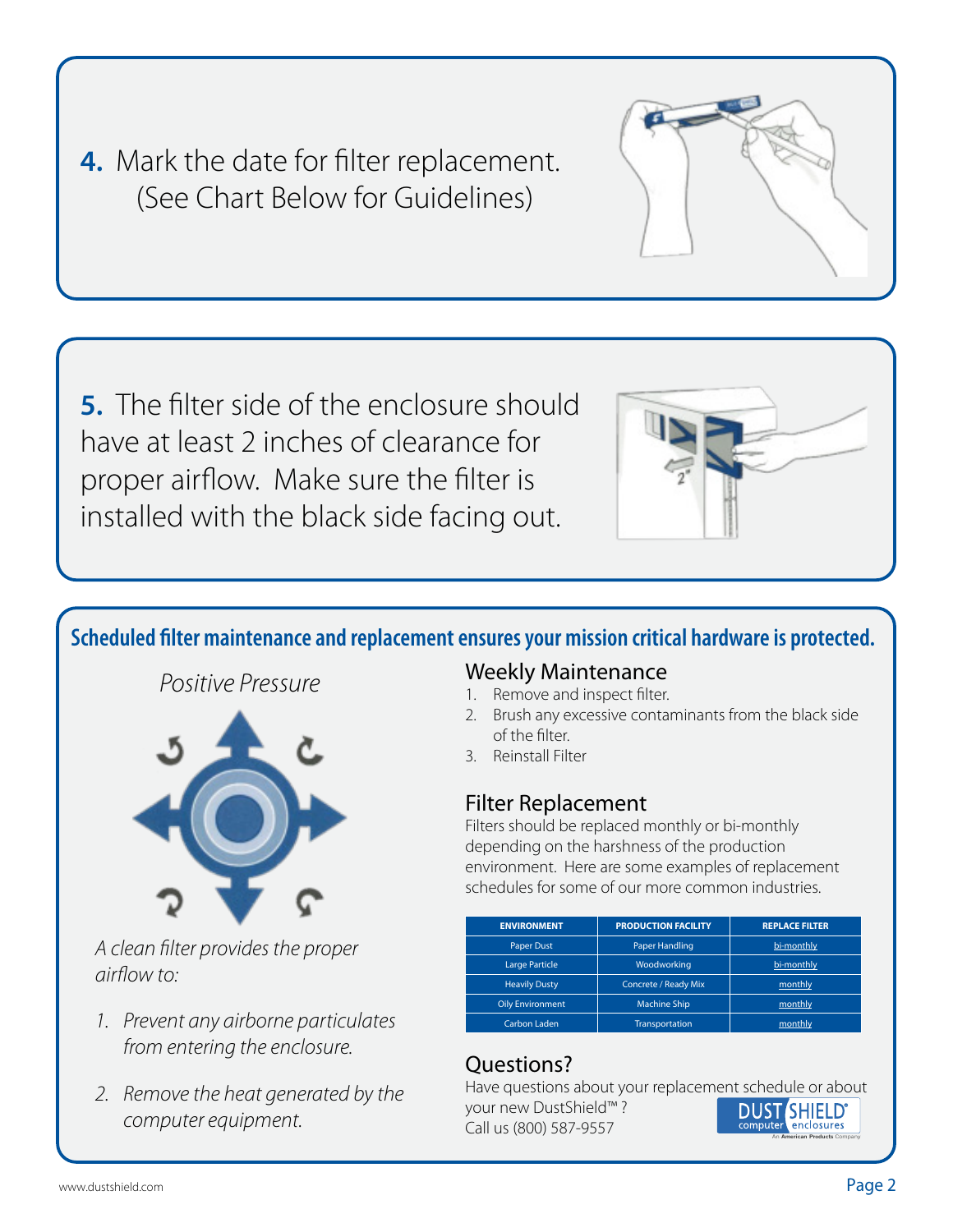**4.** Mark the date for filter replacement. (See Chart Below for Guidelines)

**5.** The filter side of the enclosure should have at least 2 inches of clearance for proper airflow. Make sure the filter is installed with the black side facing out.

2"

## Scheduled filter maintenance and replacement ensures your mission critical hardware is protected.

*Positive Pressure*

*A clean filter provides the proper airflow to:*

1. *Prevent any airborne particulates from entering the enclosure.*
2. *Remove the heat generated by the computer equipment.*

### Weekly Maintenance

1. Remove and inspect filter.
2. Brush any excessive contaminants from the black side of the filter.
3. Reinstall Filter

### Filter Replacement

Filters should be replaced monthly or bi-monthly depending on the harshness of the production environment. Here are some examples of replacement schedules for some of our more common industries.

| ENVIRONMENT | PRODUCTION FACILITY | REPLACE FILTER |
|---|---|---|
| Paper Dust | Paper Handling | bi-monthly |
| Large Particle | Woodworking | bi-monthly |
| Heavily Dusty | Concrete / Ready Mix | monthly |
| Oily Environment | Machine Ship | monthly |
| Carbon Laden | Transportation | monthly |

### Questions?

Have questions about your replacement schedule or about your new DustShield™ ?
Call us (800) 587-9557

DUST SHIELD® computer enclosures
An American Products Company

www.dustshield.com